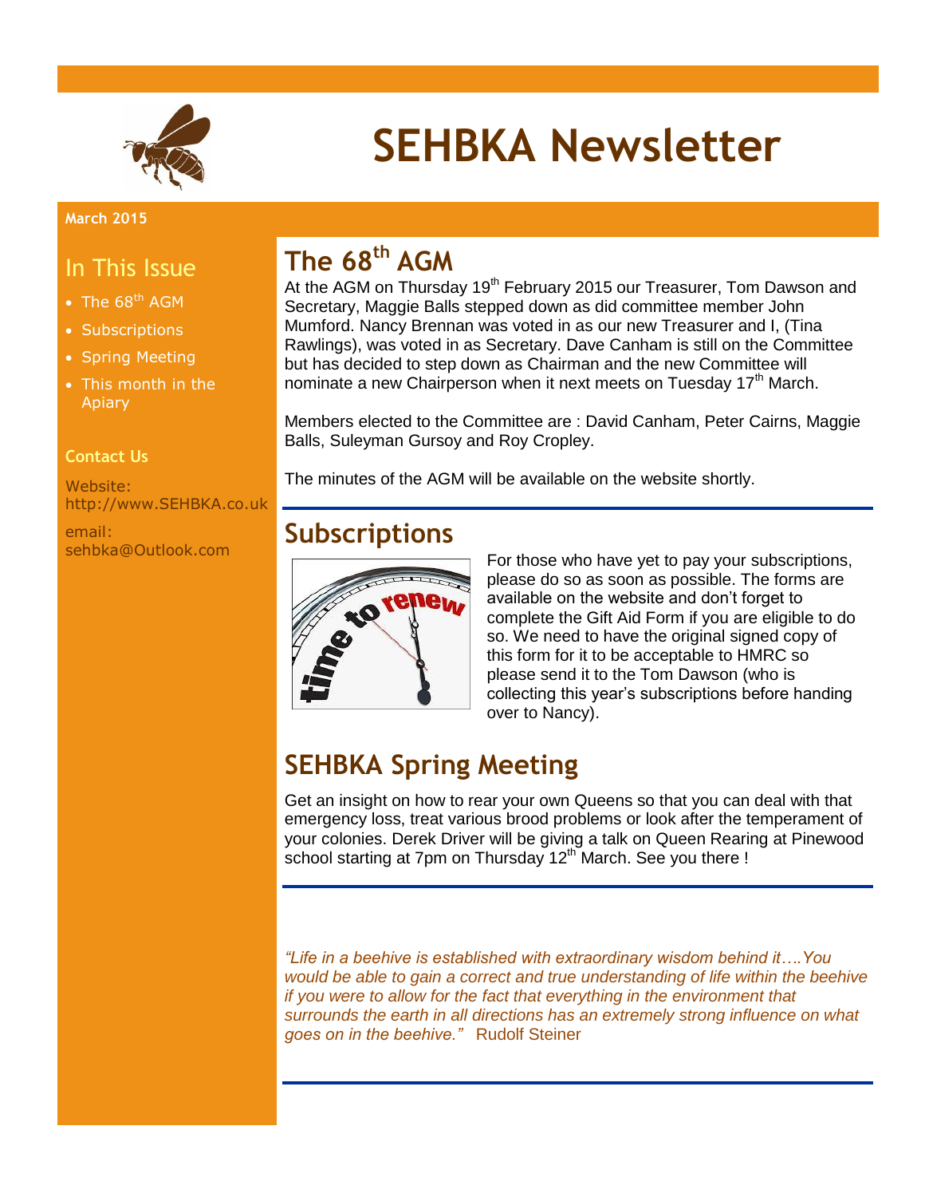# SEHBKA Newsletter

**March 2015**

## In This Issue

- The 68th AGM
- Subscriptions
- Spring Meeting
- This month in the Apiary

**Contact Us**

Website: http://www.SEHBKA.co.uk

email: sehbka@Outlook.com

## The 68th AGM

At the AGM on Thursday 19th February 2015 our Treasurer, Tom Dawson and Secretary, Maggie Balls stepped down as did committee member John Mumford. Nancy Brennan was voted in as our new Treasurer and I, (Tina Rawlings), was voted in as Secretary. Dave Canham is still on the Committee but has decided to step down as Chairman and the new Committee will nominate a new Chairperson when it next meets on Tuesday 17th March.

Members elected to the Committee are : David Canham, Peter Cairns, Maggie Balls, Suleyman Gursoy and Roy Cropley.

The minutes of the AGM will be available on the website shortly.

## Subscriptions

For those who have yet to pay your subscriptions, please do so as soon as possible. The forms are available on the website and don't forget to complete the Gift Aid Form if you are eligible to do so. We need to have the original signed copy of this form for it to be acceptable to HMRC so please send it to the Tom Dawson (who is collecting this year's subscriptions before handing over to Nancy).

## SEHBKA Spring Meeting

Get an insight on how to rear your own Queens so that you can deal with that emergency loss, treat various brood problems or look after the temperament of your colonies. Derek Driver will be giving a talk on Queen Rearing at Pinewood school starting at 7pm on Thursday 12th March. See you there !

*"Life in a beehive is established with extraordinary wisdom behind it….You would be able to gain a correct and true understanding of life within the beehive if you were to allow for the fact that everything in the environment that surrounds the earth in all directions has an extremely strong influence on what goes on in the beehive."* Rudolf Steiner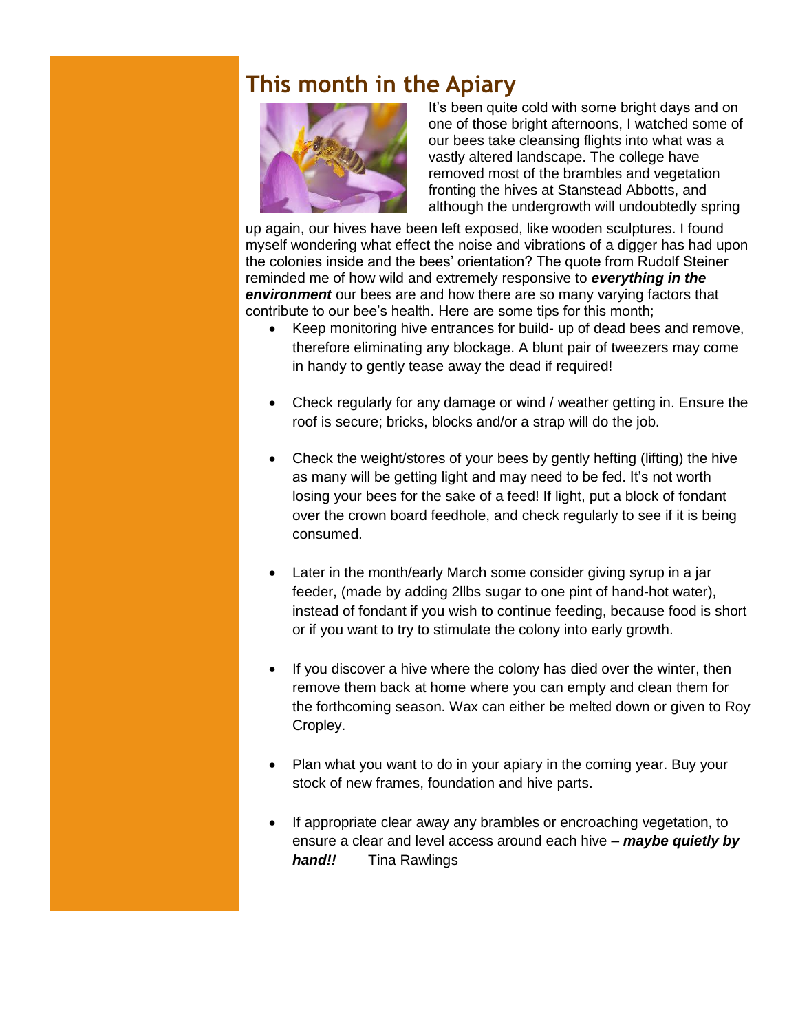## This month in the Apiary

It's been quite cold with some bright days and on one of those bright afternoons, I watched some of our bees take cleansing flights into what was a vastly altered landscape. The college have removed most of the brambles and vegetation fronting the hives at Stanstead Abbotts, and although the undergrowth will undoubtedly spring up again, our hives have been left exposed, like wooden sculptures. I found myself wondering what effect the noise and vibrations of a digger has had upon the colonies inside and the bees' orientation? The quote from Rudolf Steiner reminded me of how wild and extremely responsive to ***everything in the environment*** our bees are and how there are so many varying factors that contribute to our bee's health. Here are some tips for this month;

- Keep monitoring hive entrances for build- up of dead bees and remove, therefore eliminating any blockage. A blunt pair of tweezers may come in handy to gently tease away the dead if required!

- Check regularly for any damage or wind / weather getting in. Ensure the roof is secure; bricks, blocks and/or a strap will do the job.

- Check the weight/stores of your bees by gently hefting (lifting) the hive as many will be getting light and may need to be fed. It's not worth losing your bees for the sake of a feed! If light, put a block of fondant over the crown board feedhole, and check regularly to see if it is being consumed.

- Later in the month/early March some consider giving syrup in a jar feeder, (made by adding 2llbs sugar to one pint of hand-hot water), instead of fondant if you wish to continue feeding, because food is short or if you want to try to stimulate the colony into early growth.

- If you discover a hive where the colony has died over the winter, then remove them back at home where you can empty and clean them for the forthcoming season. Wax can either be melted down or given to Roy Cropley.

- Plan what you want to do in your apiary in the coming year. Buy your stock of new frames, foundation and hive parts.

- If appropriate clear away any brambles or encroaching vegetation, to ensure a clear and level access around each hive – ***maybe quietly by hand!!*** Tina Rawlings